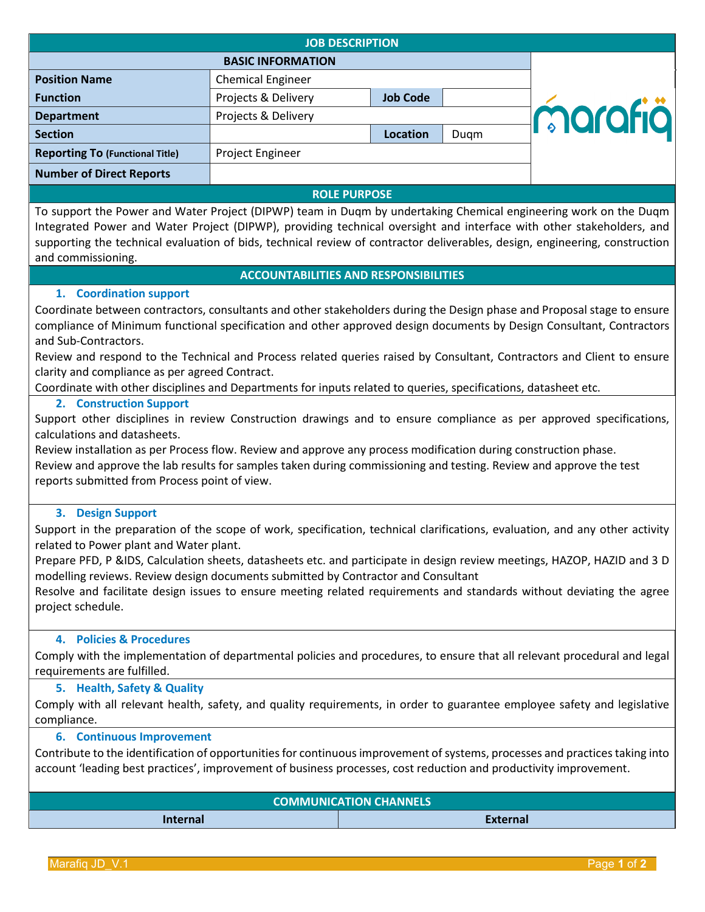# JOB DESCRIPTION

## BASIC INFORMATION

| | | | |
|---|---|---|---|
| **Position Name** | Chemical Engineer | | |
| **Function** | Projects & Delivery | **Job Code** | |
| **Department** | Projects & Delivery | | |
| **Section** | | **Location** | Duqm |
| **Reporting To (Functional Title)** | Project Engineer | | |
| **Number of Direct Reports** | | | |

## ROLE PURPOSE

To support the Power and Water Project (DIPWP) team in Duqm by undertaking Chemical engineering work on the Duqm Integrated Power and Water Project (DIPWP), providing technical oversight and interface with other stakeholders, and supporting the technical evaluation of bids, technical review of contractor deliverables, design, engineering, construction and commissioning.

## ACCOUNTABILITIES AND RESPONSIBILITIES

### 1. Coordination support

Coordinate between contractors, consultants and other stakeholders during the Design phase and Proposal stage to ensure compliance of Minimum functional specification and other approved design documents by Design Consultant, Contractors and Sub-Contractors.

Review and respond to the Technical and Process related queries raised by Consultant, Contractors and Client to ensure clarity and compliance as per agreed Contract.

Coordinate with other disciplines and Departments for inputs related to queries, specifications, datasheet etc.

### 2. Construction Support

Support other disciplines in review Construction drawings and to ensure compliance as per approved specifications, calculations and datasheets.

Review installation as per Process flow. Review and approve any process modification during construction phase.

Review and approve the lab results for samples taken during commissioning and testing. Review and approve the test reports submitted from Process point of view.

### 3. Design Support

Support in the preparation of the scope of work, specification, technical clarifications, evaluation, and any other activity related to Power plant and Water plant.

Prepare PFD, P &IDS, Calculation sheets, datasheets etc. and participate in design review meetings, HAZOP, HAZID and 3 D modelling reviews. Review design documents submitted by Contractor and Consultant

Resolve and facilitate design issues to ensure meeting related requirements and standards without deviating the agree project schedule.

### 4. Policies & Procedures

Comply with the implementation of departmental policies and procedures, to ensure that all relevant procedural and legal requirements are fulfilled.

### 5. Health, Safety & Quality

Comply with all relevant health, safety, and quality requirements, in order to guarantee employee safety and legislative compliance.

### 6. Continuous Improvement

Contribute to the identification of opportunities for continuous improvement of systems, processes and practices taking into account 'leading best practices', improvement of business processes, cost reduction and productivity improvement.

## COMMUNICATION CHANNELS

| Internal | External |
|---|---|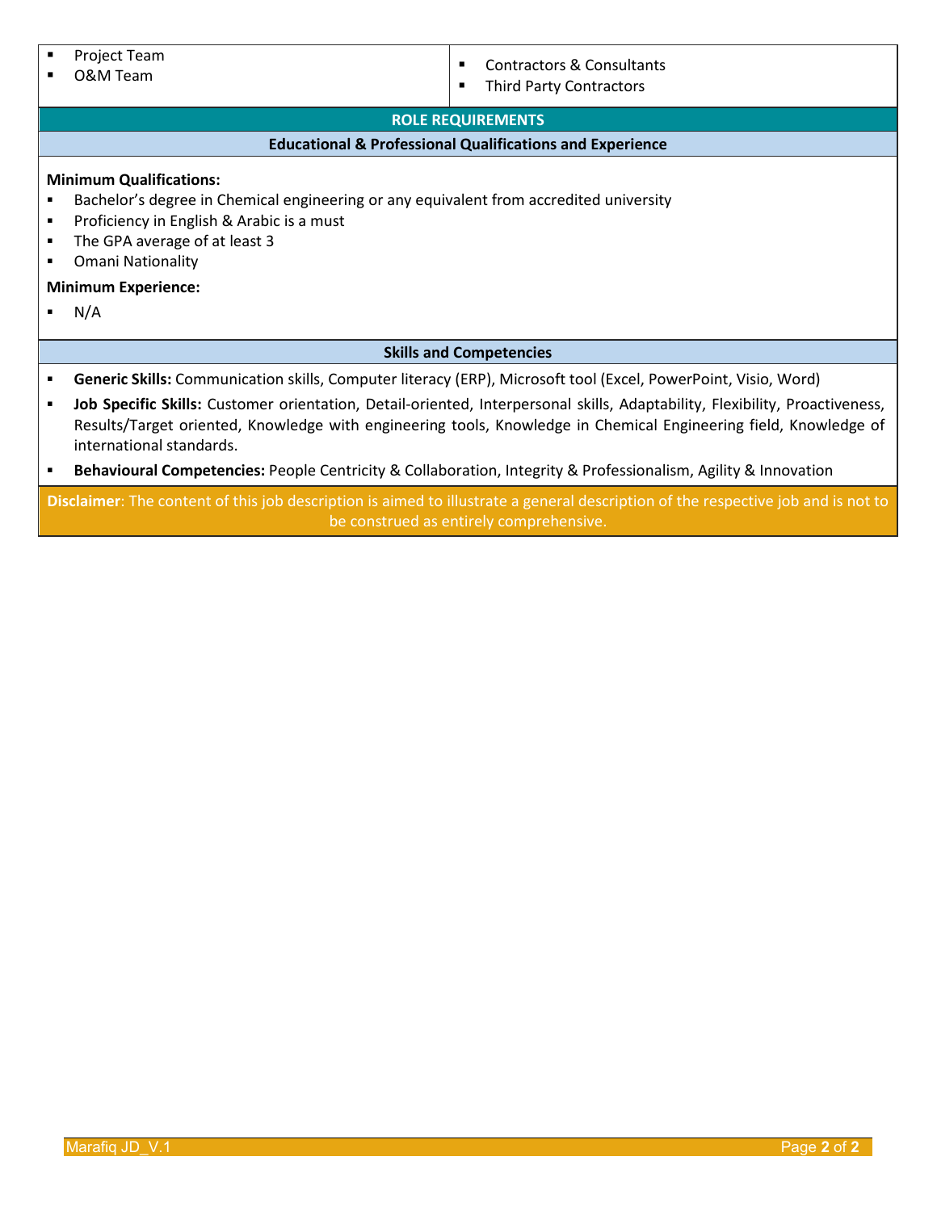| | |
|---|---|
| ▪ Project Team<br>▪ O&M Team | ▪ Contractors & Consultants<br>▪ Third Party Contractors |

## ROLE REQUIREMENTS

### Educational & Professional Qualifications and Experience

**Minimum Qualifications:**

- Bachelor's degree in Chemical engineering or any equivalent from accredited university
- Proficiency in English & Arabic is a must
- The GPA average of at least 3
- Omani Nationality

**Minimum Experience:**

- N/A

### Skills and Competencies

- **Generic Skills:** Communication skills, Computer literacy (ERP), Microsoft tool (Excel, PowerPoint, Visio, Word)
- **Job Specific Skills:** Customer orientation, Detail-oriented, Interpersonal skills, Adaptability, Flexibility, Proactiveness, Results/Target oriented, Knowledge with engineering tools, Knowledge in Chemical Engineering field, Knowledge of international standards.
- **Behavioural Competencies:** People Centricity & Collaboration, Integrity & Professionalism, Agility & Innovation

**Disclaimer**: The content of this job description is aimed to illustrate a general description of the respective job and is not to be construed as entirely comprehensive.